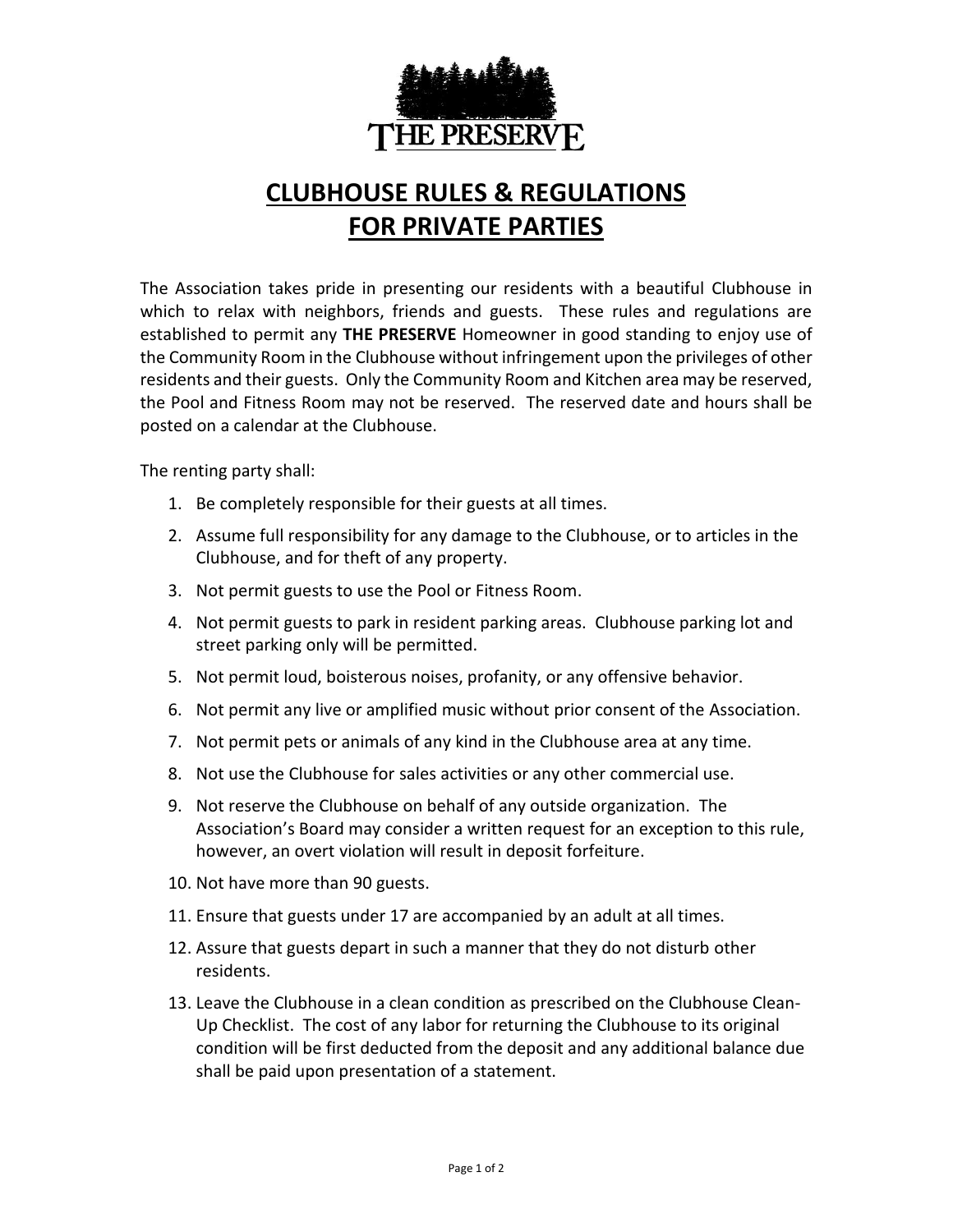THE PRESERVE

# CLUBHOUSE RULES & REGULATIONS FOR PRIVATE PARTIES

The Association takes pride in presenting our residents with a beautiful Clubhouse in which to relax with neighbors, friends and guests. These rules and regulations are established to permit any **THE PRESERVE** Homeowner in good standing to enjoy use of the Community Room in the Clubhouse without infringement upon the privileges of other residents and their guests. Only the Community Room and Kitchen area may be reserved, the Pool and Fitness Room may not be reserved. The reserved date and hours shall be posted on a calendar at the Clubhouse.

The renting party shall:

1. Be completely responsible for their guests at all times.
2. Assume full responsibility for any damage to the Clubhouse, or to articles in the Clubhouse, and for theft of any property.
3. Not permit guests to use the Pool or Fitness Room.
4. Not permit guests to park in resident parking areas. Clubhouse parking lot and street parking only will be permitted.
5. Not permit loud, boisterous noises, profanity, or any offensive behavior.
6. Not permit any live or amplified music without prior consent of the Association.
7. Not permit pets or animals of any kind in the Clubhouse area at any time.
8. Not use the Clubhouse for sales activities or any other commercial use.
9. Not reserve the Clubhouse on behalf of any outside organization. The Association's Board may consider a written request for an exception to this rule, however, an overt violation will result in deposit forfeiture.
10. Not have more than 90 guests.
11. Ensure that guests under 17 are accompanied by an adult at all times.
12. Assure that guests depart in such a manner that they do not disturb other residents.
13. Leave the Clubhouse in a clean condition as prescribed on the Clubhouse Clean-Up Checklist. The cost of any labor for returning the Clubhouse to its original condition will be first deducted from the deposit and any additional balance due shall be paid upon presentation of a statement.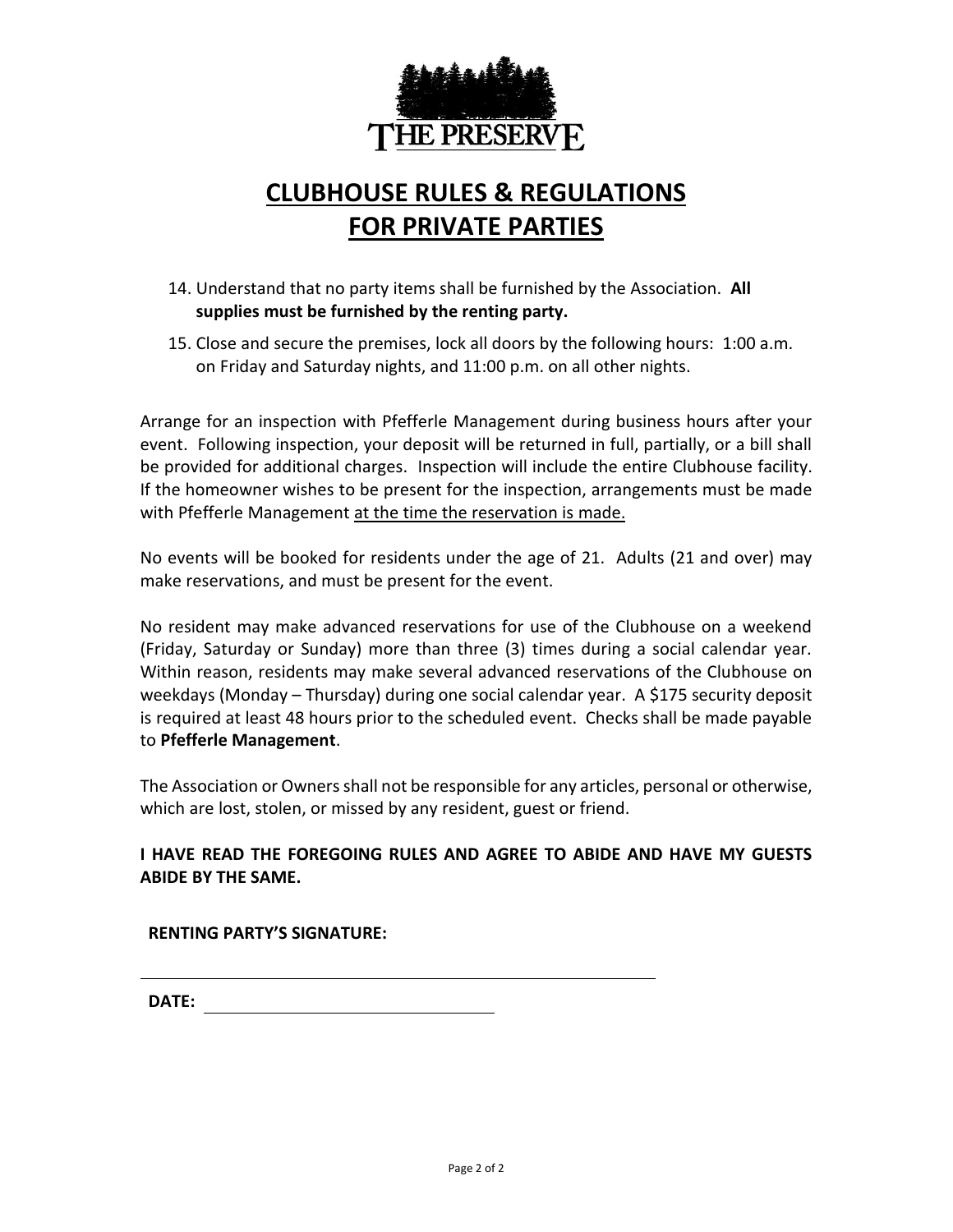# CLUBHOUSE RULES & REGULATIONS FOR PRIVATE PARTIES

14. Understand that no party items shall be furnished by the Association. **All supplies must be furnished by the renting party.**
15. Close and secure the premises, lock all doors by the following hours: 1:00 a.m. on Friday and Saturday nights, and 11:00 p.m. on all other nights.

Arrange for an inspection with Pfefferle Management during business hours after your event. Following inspection, your deposit will be returned in full, partially, or a bill shall be provided for additional charges. Inspection will include the entire Clubhouse facility. If the homeowner wishes to be present for the inspection, arrangements must be made with Pfefferle Management <u>at the time the reservation is made.</u>

No events will be booked for residents under the age of 21. Adults (21 and over) may make reservations, and must be present for the event.

No resident may make advanced reservations for use of the Clubhouse on a weekend (Friday, Saturday or Sunday) more than three (3) times during a social calendar year. Within reason, residents may make several advanced reservations of the Clubhouse on weekdays (Monday – Thursday) during one social calendar year. A $175 security deposit is required at least 48 hours prior to the scheduled event. Checks shall be made payable to **Pfefferle Management**.

The Association or Owners shall not be responsible for any articles, personal or otherwise, which are lost, stolen, or missed by any resident, guest or friend.

**I HAVE READ THE FOREGOING RULES AND AGREE TO ABIDE AND HAVE MY GUESTS ABIDE BY THE SAME.**

**RENTING PARTY'S SIGNATURE:**

\_\_\_\_\_\_\_\_\_\_\_\_\_\_\_\_\_\_\_\_\_\_\_\_\_\_\_\_\_\_\_\_\_\_\_\_\_\_\_\_

**DATE:** \_\_\_\_\_\_\_\_\_\_\_\_\_\_\_\_\_\_\_\_\_\_